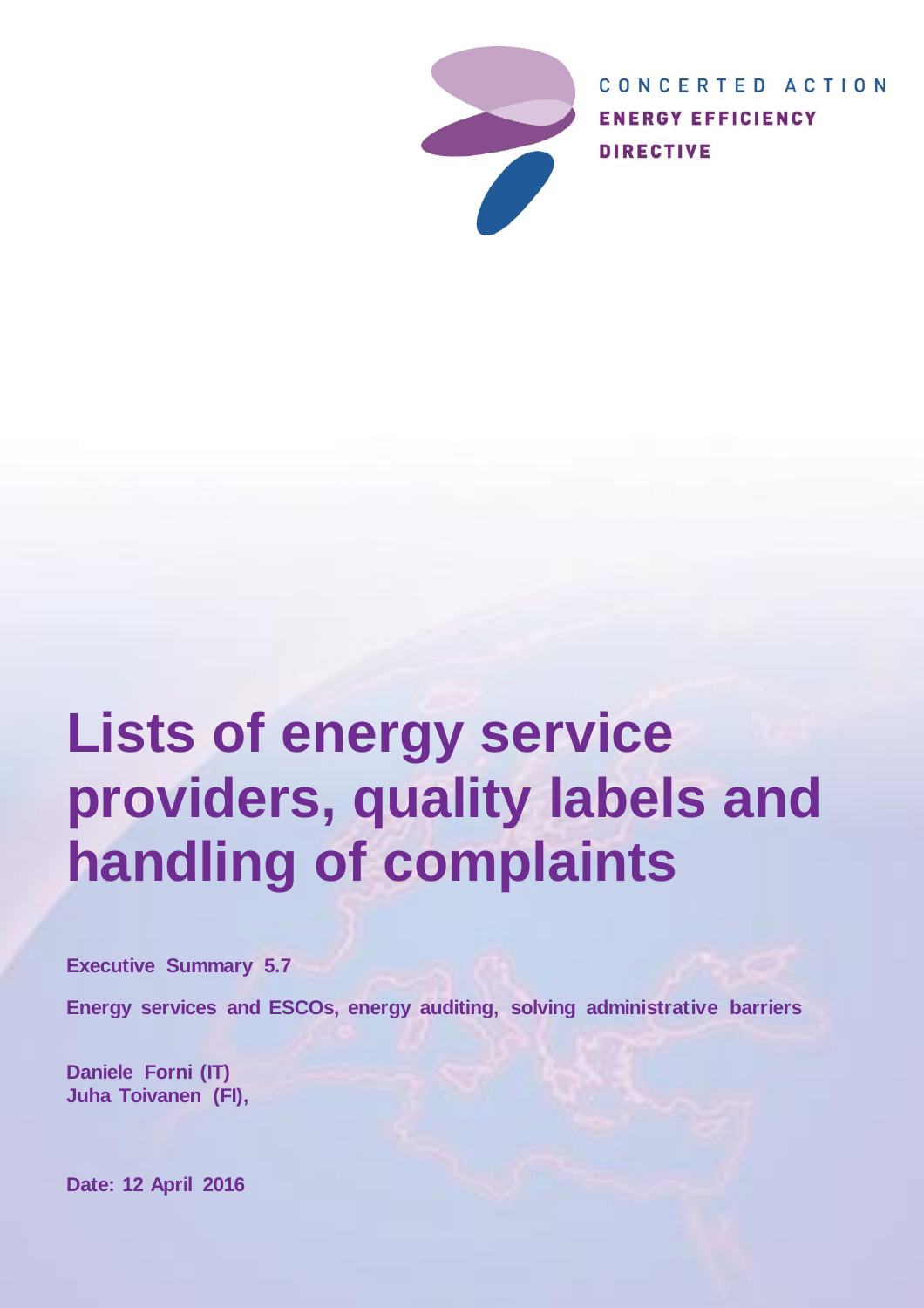CONCERTED ACTION
ENERGY EFFICIENCY
DIRECTIVE

# Lists of energy service providers, quality labels and handling of complaints

**Executive Summary 5.7**

**Energy services and ESCOs, energy auditing, solving administrative barriers**

**Daniele Forni (IT)**
**Juha Toivanen (FI),**

**Date: 12 April 2016**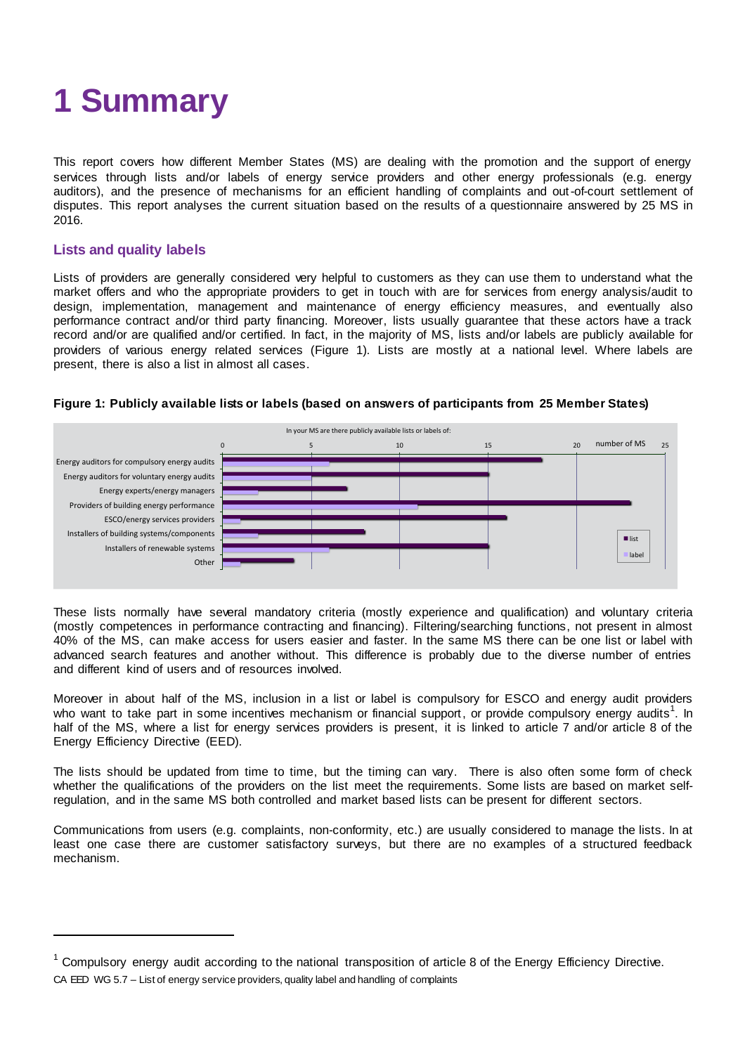# 1 Summary

This report covers how different Member States (MS) are dealing with the promotion and the support of energy services through lists and/or labels of energy service providers and other energy professionals (e.g. energy auditors), and the presence of mechanisms for an efficient handling of complaints and out-of-court settlement of disputes. This report analyses the current situation based on the results of a questionnaire answered by 25 MS in 2016.

## Lists and quality labels

Lists of providers are generally considered very helpful to customers as they can use them to understand what the market offers and who the appropriate providers to get in touch with are for services from energy analysis/audit to design, implementation, management and maintenance of energy efficiency measures, and eventually also performance contract and/or third party financing. Moreover, lists usually guarantee that these actors have a track record and/or are qualified and/or certified. In fact, in the majority of MS, lists and/or labels are publicly available for providers of various energy related services (Figure 1). Lists are mostly at a national level. Where labels are present, there is also a list in almost all cases.

**Figure 1: Publicly available lists or labels (based on answers of participants from 25 Member States)**

These lists normally have several mandatory criteria (mostly experience and qualification) and voluntary criteria (mostly competences in performance contracting and financing). Filtering/searching functions, not present in almost 40% of the MS, can make access for users easier and faster. In the same MS there can be one list or label with advanced search features and another without. This difference is probably due to the diverse number of entries and different kind of users and of resources involved.

Moreover in about half of the MS, inclusion in a list or label is compulsory for ESCO and energy audit providers who want to take part in some incentives mechanism or financial support, or provide compulsory energy audits[1]. In half of the MS, where a list for energy services providers is present, it is linked to article 7 and/or article 8 of the Energy Efficiency Directive (EED).

The lists should be updated from time to time, but the timing can vary. There is also often some form of check whether the qualifications of the providers on the list meet the requirements. Some lists are based on market self-regulation, and in the same MS both controlled and market based lists can be present for different sectors.

Communications from users (e.g. complaints, non-conformity, etc.) are usually considered to manage the lists. In at least one case there are customer satisfactory surveys, but there are no examples of a structured feedback mechanism.

[1] Compulsory energy audit according to the national transposition of article 8 of the Energy Efficiency Directive.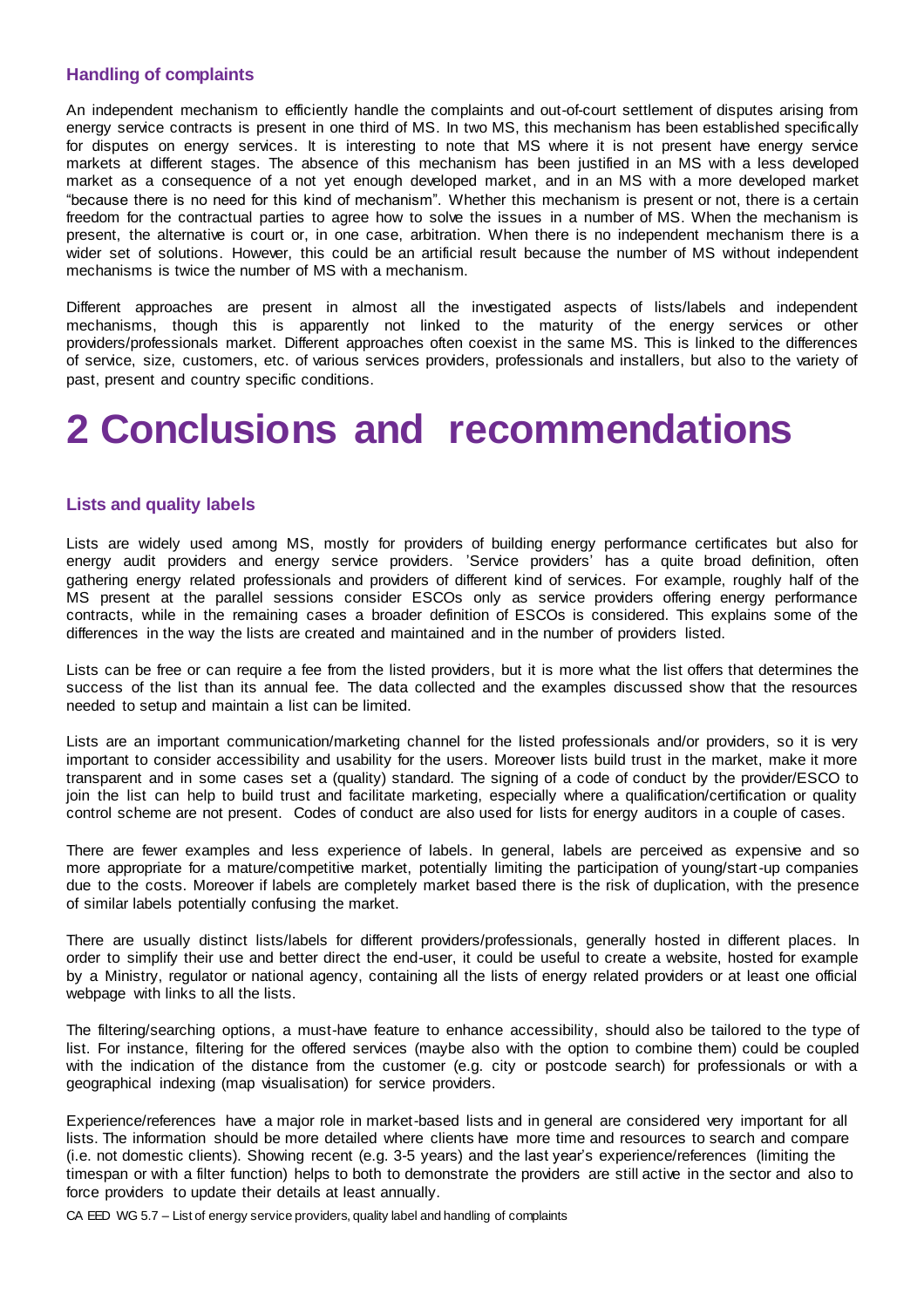### Handling of complaints

An independent mechanism to efficiently handle the complaints and out-of-court settlement of disputes arising from energy service contracts is present in one third of MS. In two MS, this mechanism has been established specifically for disputes on energy services. It is interesting to note that MS where it is not present have energy service markets at different stages. The absence of this mechanism has been justified in an MS with a less developed market as a consequence of a not yet enough developed market, and in an MS with a more developed market "because there is no need for this kind of mechanism". Whether this mechanism is present or not, there is a certain freedom for the contractual parties to agree how to solve the issues in a number of MS. When the mechanism is present, the alternative is court or, in one case, arbitration. When there is no independent mechanism there is a wider set of solutions. However, this could be an artificial result because the number of MS without independent mechanisms is twice the number of MS with a mechanism.

Different approaches are present in almost all the investigated aspects of lists/labels and independent mechanisms, though this is apparently not linked to the maturity of the energy services or other providers/professionals market. Different approaches often coexist in the same MS. This is linked to the differences of service, size, customers, etc. of various services providers, professionals and installers, but also to the variety of past, present and country specific conditions.

# 2 Conclusions and recommendations

### Lists and quality labels

Lists are widely used among MS, mostly for providers of building energy performance certificates but also for energy audit providers and energy service providers. 'Service providers' has a quite broad definition, often gathering energy related professionals and providers of different kind of services. For example, roughly half of the MS present at the parallel sessions consider ESCOs only as service providers offering energy performance contracts, while in the remaining cases a broader definition of ESCOs is considered. This explains some of the differences in the way the lists are created and maintained and in the number of providers listed.

Lists can be free or can require a fee from the listed providers, but it is more what the list offers that determines the success of the list than its annual fee. The data collected and the examples discussed show that the resources needed to setup and maintain a list can be limited.

Lists are an important communication/marketing channel for the listed professionals and/or providers, so it is very important to consider accessibility and usability for the users. Moreover lists build trust in the market, make it more transparent and in some cases set a (quality) standard. The signing of a code of conduct by the provider/ESCO to join the list can help to build trust and facilitate marketing, especially where a qualification/certification or quality control scheme are not present. Codes of conduct are also used for lists for energy auditors in a couple of cases.

There are fewer examples and less experience of labels. In general, labels are perceived as expensive and so more appropriate for a mature/competitive market, potentially limiting the participation of young/start-up companies due to the costs. Moreover if labels are completely market based there is the risk of duplication, with the presence of similar labels potentially confusing the market.

There are usually distinct lists/labels for different providers/professionals, generally hosted in different places. In order to simplify their use and better direct the end-user, it could be useful to create a website, hosted for example by a Ministry, regulator or national agency, containing all the lists of energy related providers or at least one official webpage with links to all the lists.

The filtering/searching options, a must-have feature to enhance accessibility, should also be tailored to the type of list. For instance, filtering for the offered services (maybe also with the option to combine them) could be coupled with the indication of the distance from the customer (e.g. city or postcode search) for professionals or with a geographical indexing (map visualisation) for service providers.

Experience/references have a major role in market-based lists and in general are considered very important for all lists. The information should be more detailed where clients have more time and resources to search and compare (i.e. not domestic clients). Showing recent (e.g. 3-5 years) and the last year's experience/references (limiting the timespan or with a filter function) helps to both to demonstrate the providers are still active in the sector and also to force providers to update their details at least annually.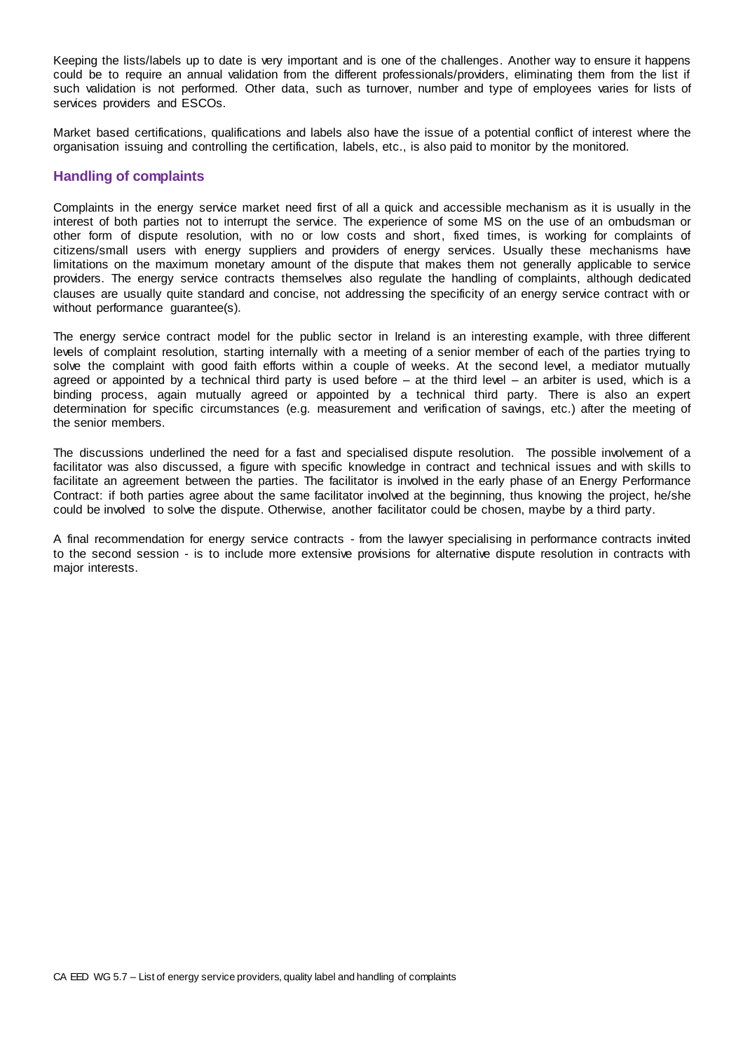Keeping the lists/labels up to date is very important and is one of the challenges. Another way to ensure it happens could be to require an annual validation from the different professionals/providers, eliminating them from the list if such validation is not performed. Other data, such as turnover, number and type of employees varies for lists of services providers and ESCOs.

Market based certifications, qualifications and labels also have the issue of a potential conflict of interest where the organisation issuing and controlling the certification, labels, etc., is also paid to monitor by the monitored.

## Handling of complaints

Complaints in the energy service market need first of all a quick and accessible mechanism as it is usually in the interest of both parties not to interrupt the service. The experience of some MS on the use of an ombudsman or other form of dispute resolution, with no or low costs and short, fixed times, is working for complaints of citizens/small users with energy suppliers and providers of energy services. Usually these mechanisms have limitations on the maximum monetary amount of the dispute that makes them not generally applicable to service providers. The energy service contracts themselves also regulate the handling of complaints, although dedicated clauses are usually quite standard and concise, not addressing the specificity of an energy service contract with or without performance guarantee(s).

The energy service contract model for the public sector in Ireland is an interesting example, with three different levels of complaint resolution, starting internally with a meeting of a senior member of each of the parties trying to solve the complaint with good faith efforts within a couple of weeks. At the second level, a mediator mutually agreed or appointed by a technical third party is used before – at the third level – an arbiter is used, which is a binding process, again mutually agreed or appointed by a technical third party. There is also an expert determination for specific circumstances (e.g. measurement and verification of savings, etc.) after the meeting of the senior members.

The discussions underlined the need for a fast and specialised dispute resolution. The possible involvement of a facilitator was also discussed, a figure with specific knowledge in contract and technical issues and with skills to facilitate an agreement between the parties. The facilitator is involved in the early phase of an Energy Performance Contract: if both parties agree about the same facilitator involved at the beginning, thus knowing the project, he/she could be involved to solve the dispute. Otherwise, another facilitator could be chosen, maybe by a third party.

A final recommendation for energy service contracts - from the lawyer specialising in performance contracts invited to the second session - is to include more extensive provisions for alternative dispute resolution in contracts with major interests.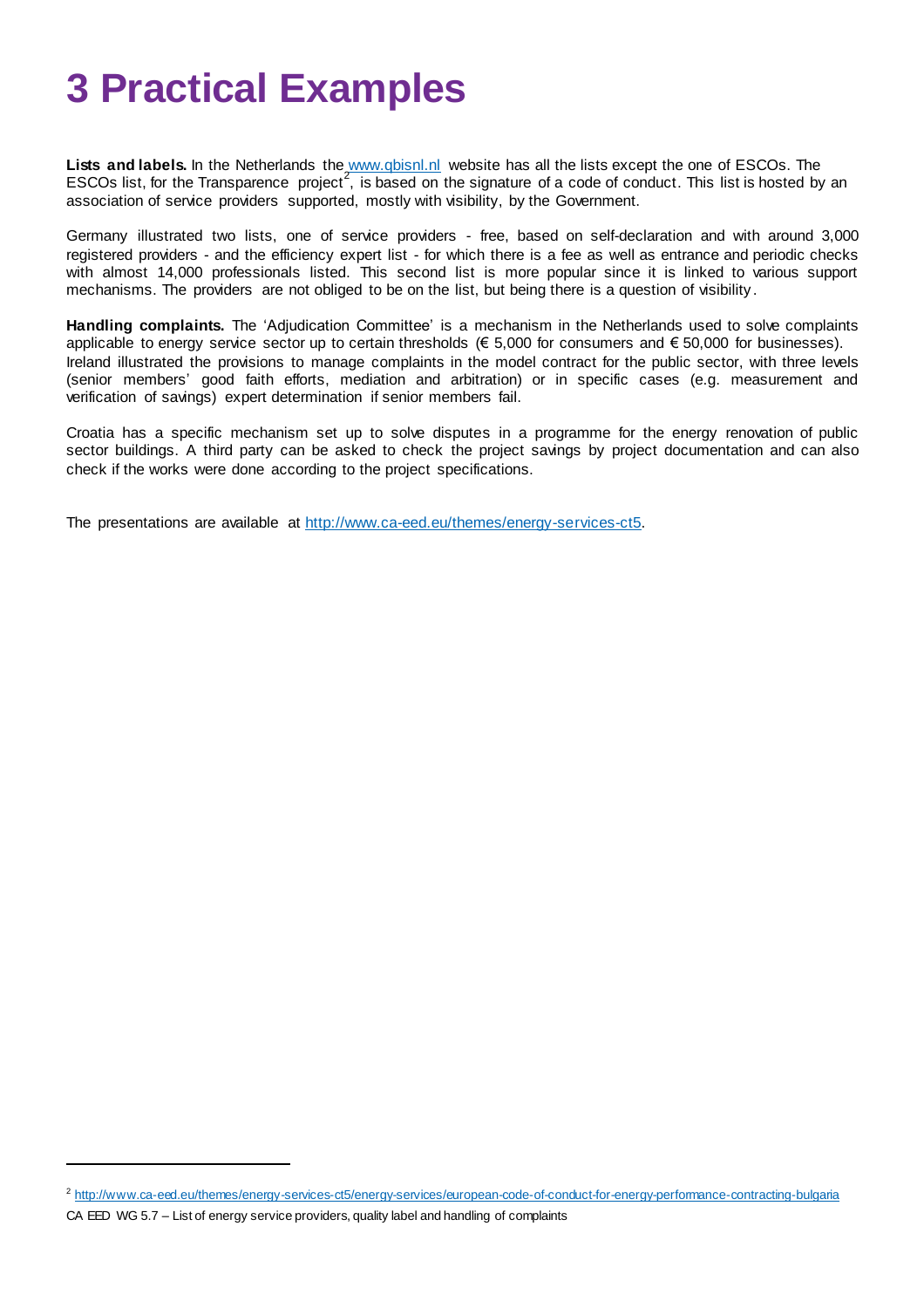# 3 Practical Examples

**Lists and labels.** In the Netherlands the www.qbisnl.nl website has all the lists except the one of ESCOs. The ESCOs list, for the Transparence project[2], is based on the signature of a code of conduct. This list is hosted by an association of service providers supported, mostly with visibility, by the Government.

Germany illustrated two lists, one of service providers - free, based on self-declaration and with around 3,000 registered providers - and the efficiency expert list - for which there is a fee as well as entrance and periodic checks with almost 14,000 professionals listed. This second list is more popular since it is linked to various support mechanisms. The providers are not obliged to be on the list, but being there is a question of visibility.

**Handling complaints.** The 'Adjudication Committee' is a mechanism in the Netherlands used to solve complaints applicable to energy service sector up to certain thresholds (€ 5,000 for consumers and € 50,000 for businesses). Ireland illustrated the provisions to manage complaints in the model contract for the public sector, with three levels (senior members' good faith efforts, mediation and arbitration) or in specific cases (e.g. measurement and verification of savings) expert determination if senior members fail.

Croatia has a specific mechanism set up to solve disputes in a programme for the energy renovation of public sector buildings. A third party can be asked to check the project savings by project documentation and can also check if the works were done according to the project specifications.

The presentations are available at http://www.ca-eed.eu/themes/energy-services-ct5.

---

[2] http://www.ca-eed.eu/themes/energy-services-ct5/energy-services/european-code-of-conduct-for-energy-performance-contracting-bulgaria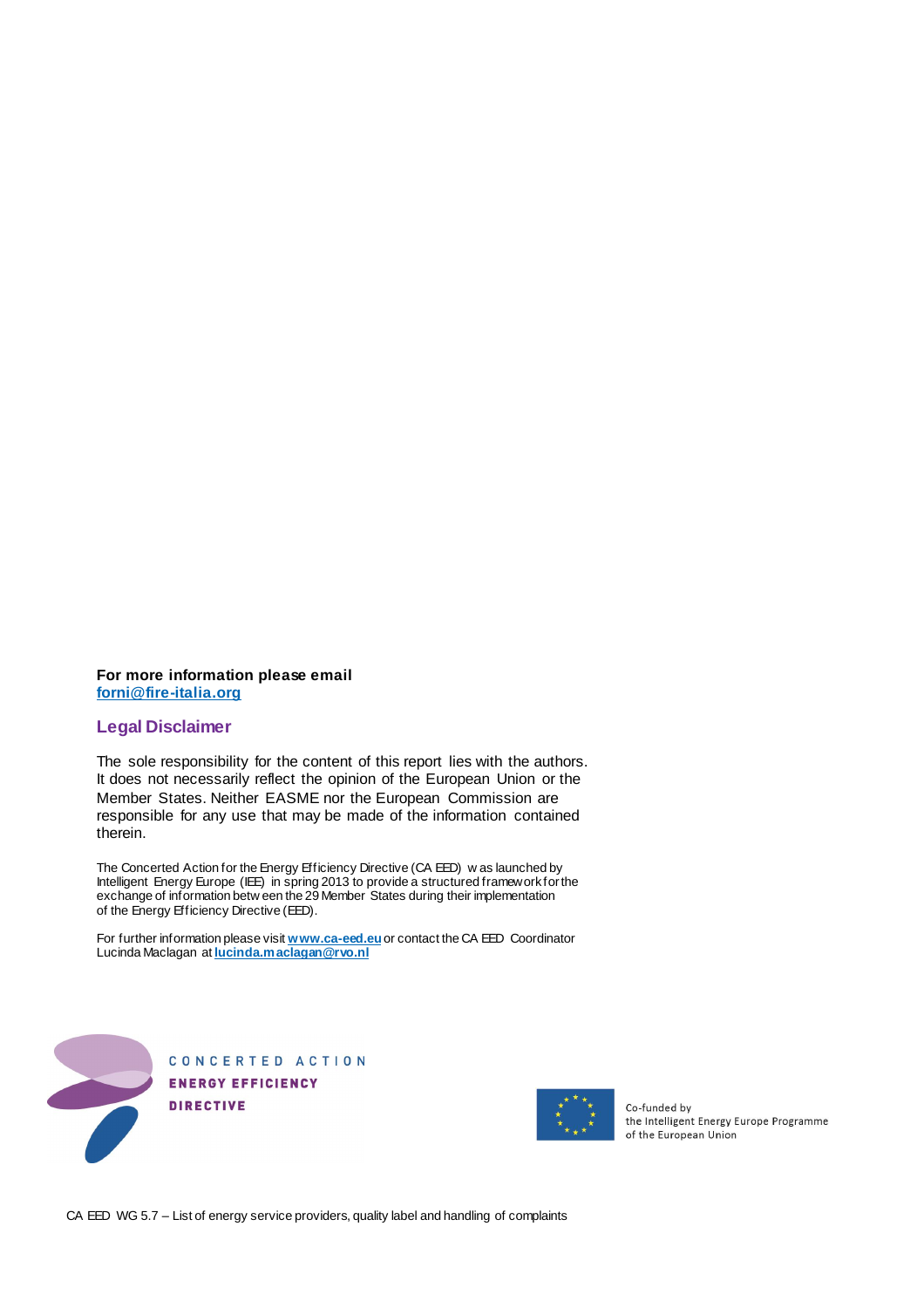**For more information please email**
**forni@fire-italia.org**

## Legal Disclaimer

The sole responsibility for the content of this report lies with the authors. It does not necessarily reflect the opinion of the European Union or the Member States. Neither EASME nor the European Commission are responsible for any use that may be made of the information contained therein.

The Concerted Action for the Energy Efficiency Directive (CA EED) was launched by Intelligent Energy Europe (IEE) in spring 2013 to provide a structured framework for the exchange of information between the 29 Member States during their implementation of the Energy Efficiency Directive (EED).

For further information please visit **www.ca-eed.eu** or contact the CA EED Coordinator Lucinda Maclagan at **lucinda.maclagan@rvo.nl**

CONCERTED ACTION
ENERGY EFFICIENCY
DIRECTIVE

Co-funded by
the Intelligent Energy Europe Programme
of the European Union